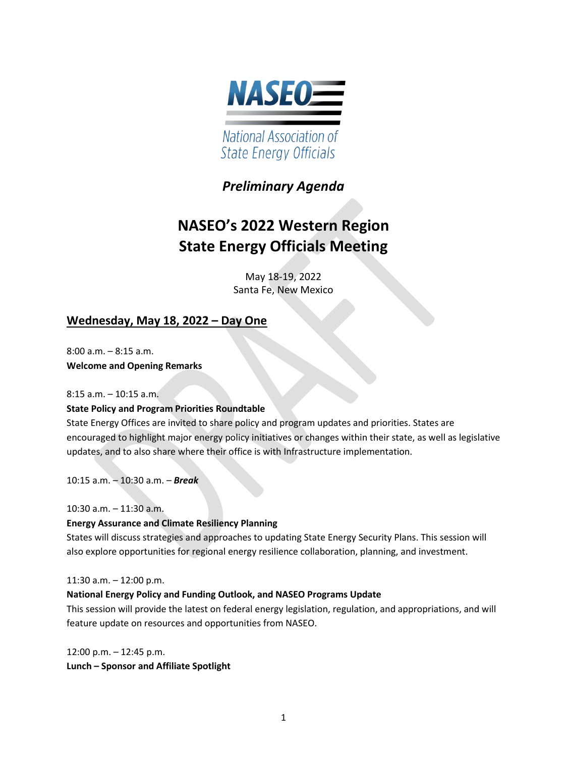NASEO

National Association of State Energy Officials

*Preliminary Agenda*

# NASEO's 2022 Western Region State Energy Officials Meeting

May 18-19, 2022
Santa Fe, New Mexico

## Wednesday, May 18, 2022 – Day One

8:00 a.m. – 8:15 a.m.
**Welcome and Opening Remarks**

8:15 a.m. – 10:15 a.m.
**State Policy and Program Priorities Roundtable**
State Energy Offices are invited to share policy and program updates and priorities. States are encouraged to highlight major energy policy initiatives or changes within their state, as well as legislative updates, and to also share where their office is with Infrastructure implementation.

10:15 a.m. – 10:30 a.m. – ***Break***

10:30 a.m. – 11:30 a.m.
**Energy Assurance and Climate Resiliency Planning**
States will discuss strategies and approaches to updating State Energy Security Plans. This session will also explore opportunities for regional energy resilience collaboration, planning, and investment.

11:30 a.m. – 12:00 p.m.
**National Energy Policy and Funding Outlook, and NASEO Programs Update**
This session will provide the latest on federal energy legislation, regulation, and appropriations, and will feature update on resources and opportunities from NASEO.

12:00 p.m. – 12:45 p.m.
**Lunch – Sponsor and Affiliate Spotlight**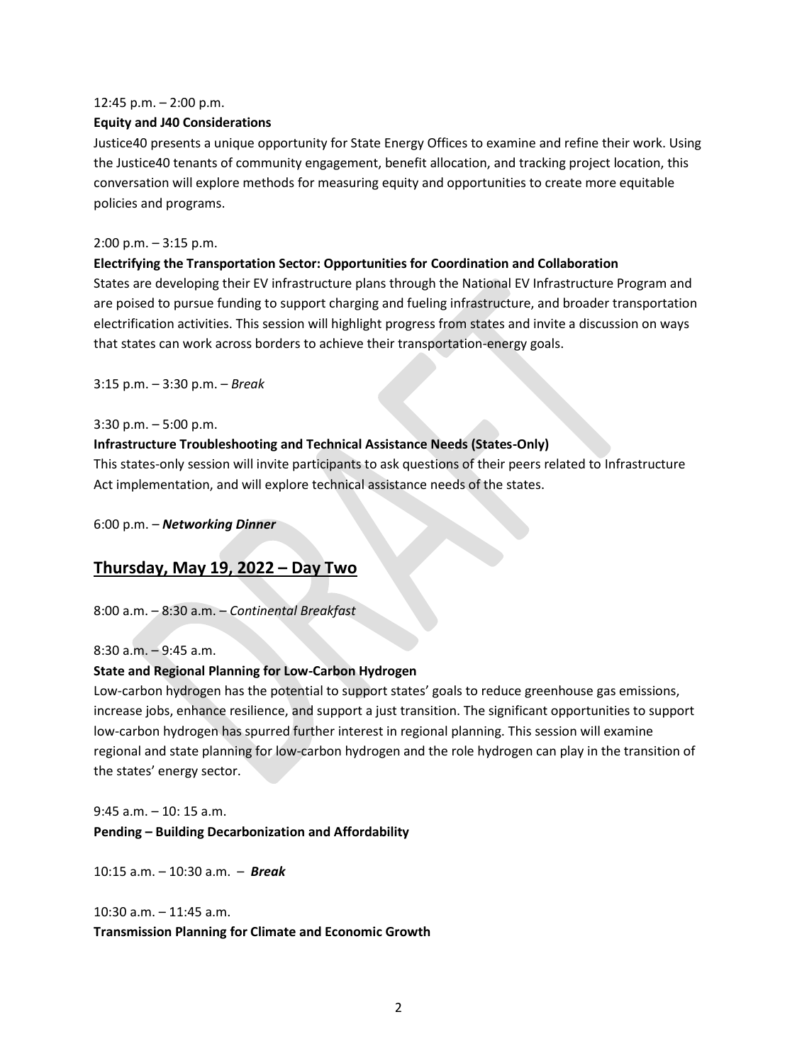12:45 p.m. – 2:00 p.m.

**Equity and J40 Considerations**

Justice40 presents a unique opportunity for State Energy Offices to examine and refine their work. Using the Justice40 tenants of community engagement, benefit allocation, and tracking project location, this conversation will explore methods for measuring equity and opportunities to create more equitable policies and programs.

2:00 p.m. – 3:15 p.m.

**Electrifying the Transportation Sector: Opportunities for Coordination and Collaboration**

States are developing their EV infrastructure plans through the National EV Infrastructure Program and are poised to pursue funding to support charging and fueling infrastructure, and broader transportation electrification activities. This session will highlight progress from states and invite a discussion on ways that states can work across borders to achieve their transportation-energy goals.

3:15 p.m. – 3:30 p.m. – *Break*

3:30 p.m. – 5:00 p.m.

**Infrastructure Troubleshooting and Technical Assistance Needs (States-Only)**

This states-only session will invite participants to ask questions of their peers related to Infrastructure Act implementation, and will explore technical assistance needs of the states.

6:00 p.m. – ***Networking Dinner***

## Thursday, May 19, 2022 – Day Two

8:00 a.m. – 8:30 a.m. – *Continental Breakfast*

8:30 a.m. – 9:45 a.m.

**State and Regional Planning for Low-Carbon Hydrogen**

Low-carbon hydrogen has the potential to support states' goals to reduce greenhouse gas emissions, increase jobs, enhance resilience, and support a just transition. The significant opportunities to support low-carbon hydrogen has spurred further interest in regional planning. This session will examine regional and state planning for low-carbon hydrogen and the role hydrogen can play in the transition of the states' energy sector.

9:45 a.m. – 10: 15 a.m.

**Pending – Building Decarbonization and Affordability**

10:15 a.m. – 10:30 a.m. – ***Break***

10:30 a.m. – 11:45 a.m.

**Transmission Planning for Climate and Economic Growth**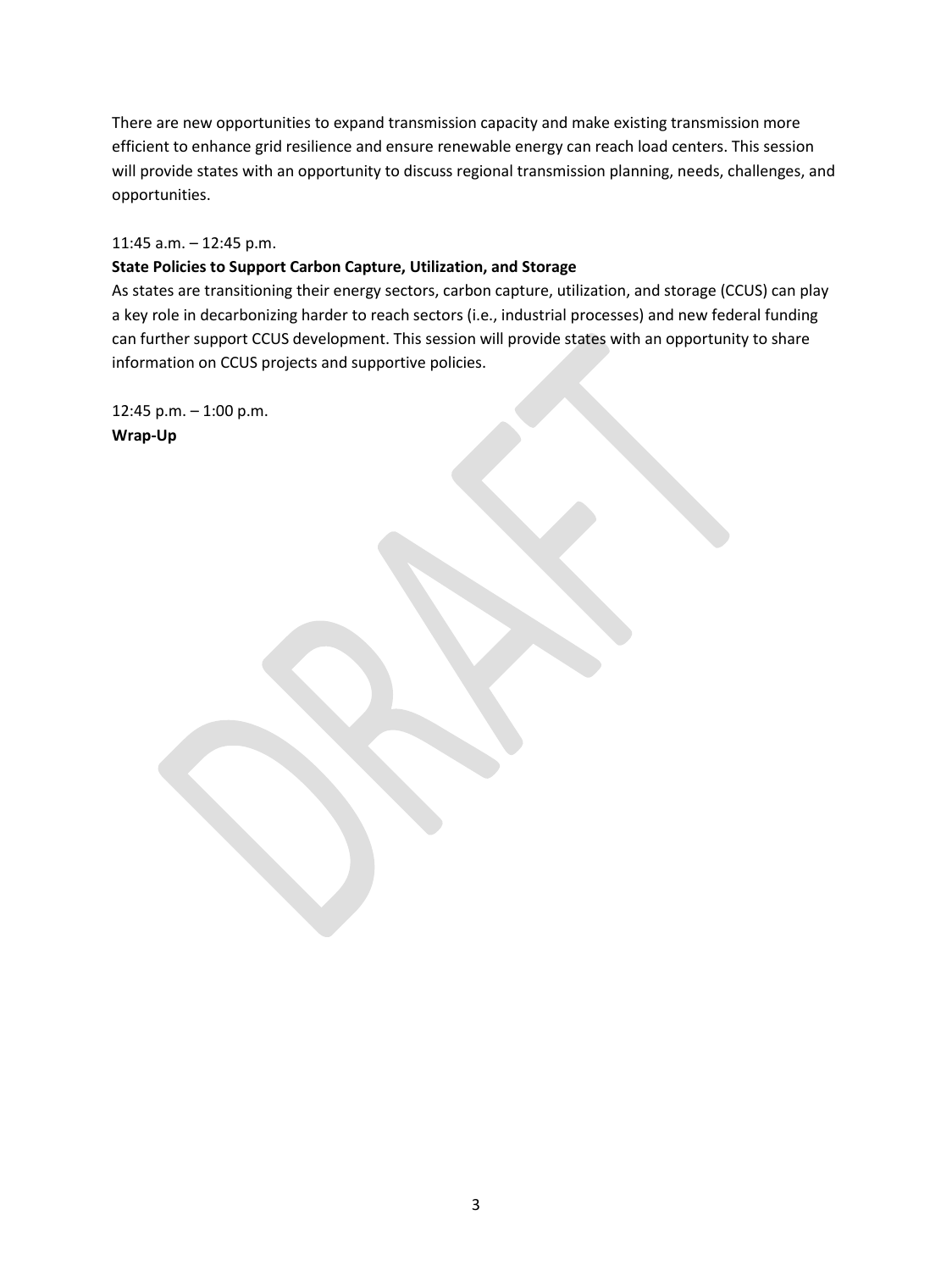There are new opportunities to expand transmission capacity and make existing transmission more efficient to enhance grid resilience and ensure renewable energy can reach load centers. This session will provide states with an opportunity to discuss regional transmission planning, needs, challenges, and opportunities.

11:45 a.m. – 12:45 p.m.
**State Policies to Support Carbon Capture, Utilization, and Storage**
As states are transitioning their energy sectors, carbon capture, utilization, and storage (CCUS) can play a key role in decarbonizing harder to reach sectors (i.e., industrial processes) and new federal funding can further support CCUS development. This session will provide states with an opportunity to share information on CCUS projects and supportive policies.

12:45 p.m. – 1:00 p.m.
**Wrap-Up**